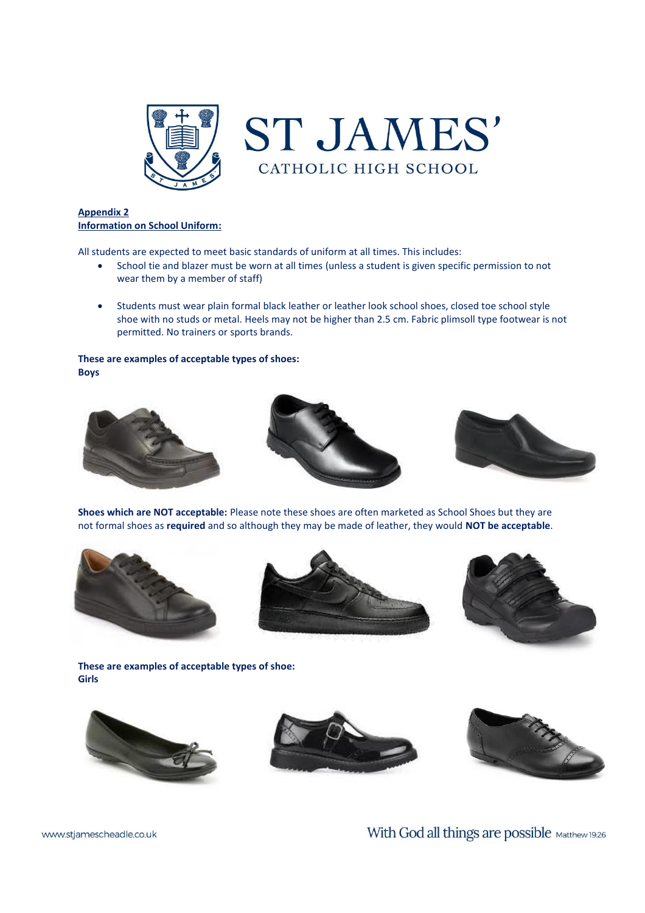# ST JAMES'

CATHOLIC HIGH SCHOOL

**Appendix 2**
**Information on School Uniform:**

All students are expected to meet basic standards of uniform at all times. This includes:

- School tie and blazer must be worn at all times (unless a student is given specific permission to not wear them by a member of staff)

- Students must wear plain formal black leather or leather look school shoes, closed toe school style shoe with no studs or metal. Heels may not be higher than 2.5 cm. Fabric plimsoll type footwear is not permitted. No trainers or sports brands.

**These are examples of acceptable types of shoes:**
**Boys**

**Shoes which are NOT acceptable:** Please note these shoes are often marketed as School Shoes but they are not formal shoes as **required** and so although they may be made of leather, they would **NOT be acceptable**.

**These are examples of acceptable types of shoe:**
**Girls**

www.stjamescheadle.co.uk

With God all things are possible Matthew 19:26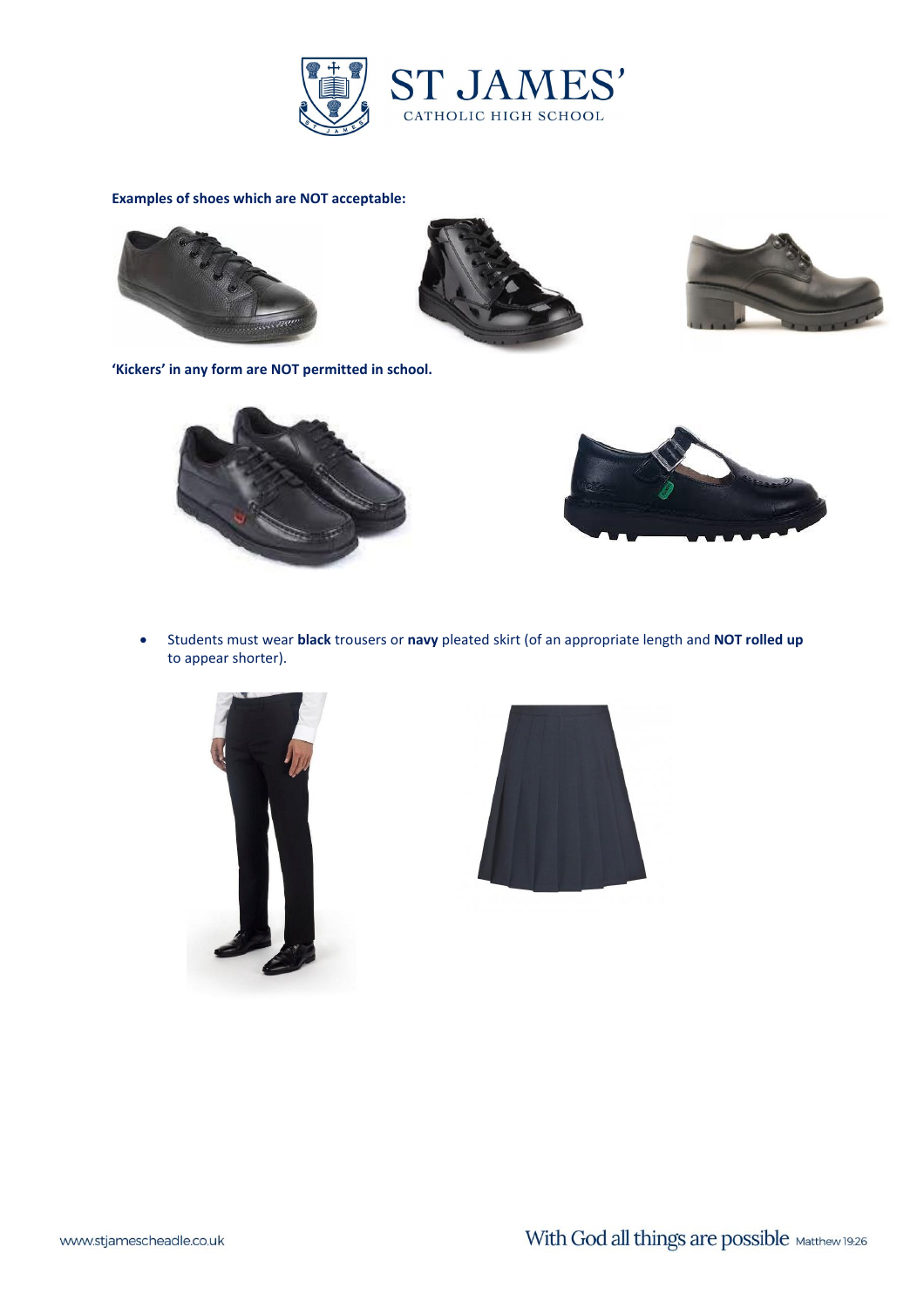**Examples of shoes which are NOT acceptable:**

**'Kickers' in any form are NOT permitted in school.**

- Students must wear **black** trousers or **navy** pleated skirt (of an appropriate length and **NOT rolled up** to appear shorter).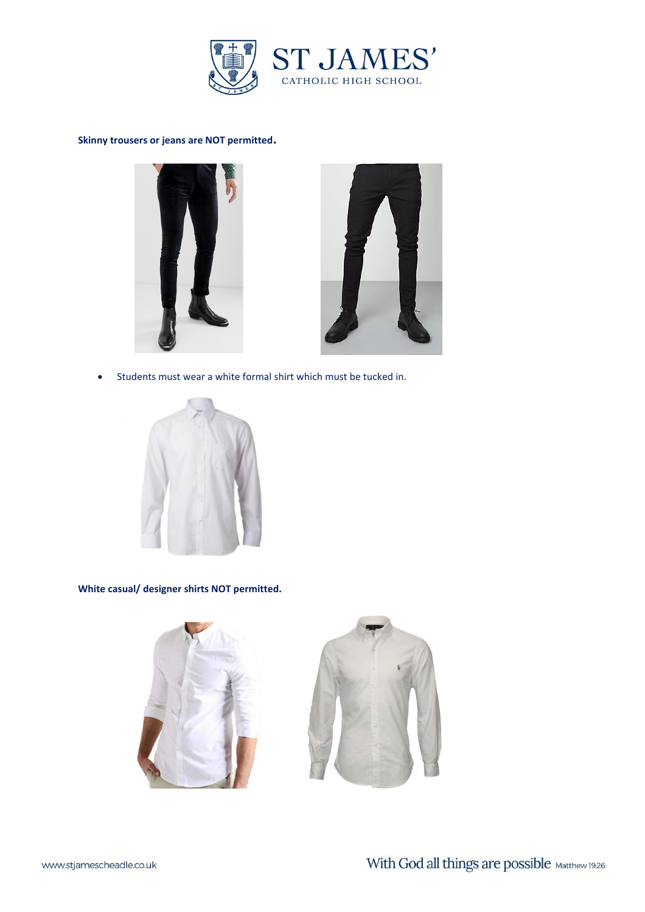**Skinny trousers or jeans are NOT permitted.**

- Students must wear a white formal shirt which must be tucked in.

**White casual/ designer shirts NOT permitted.**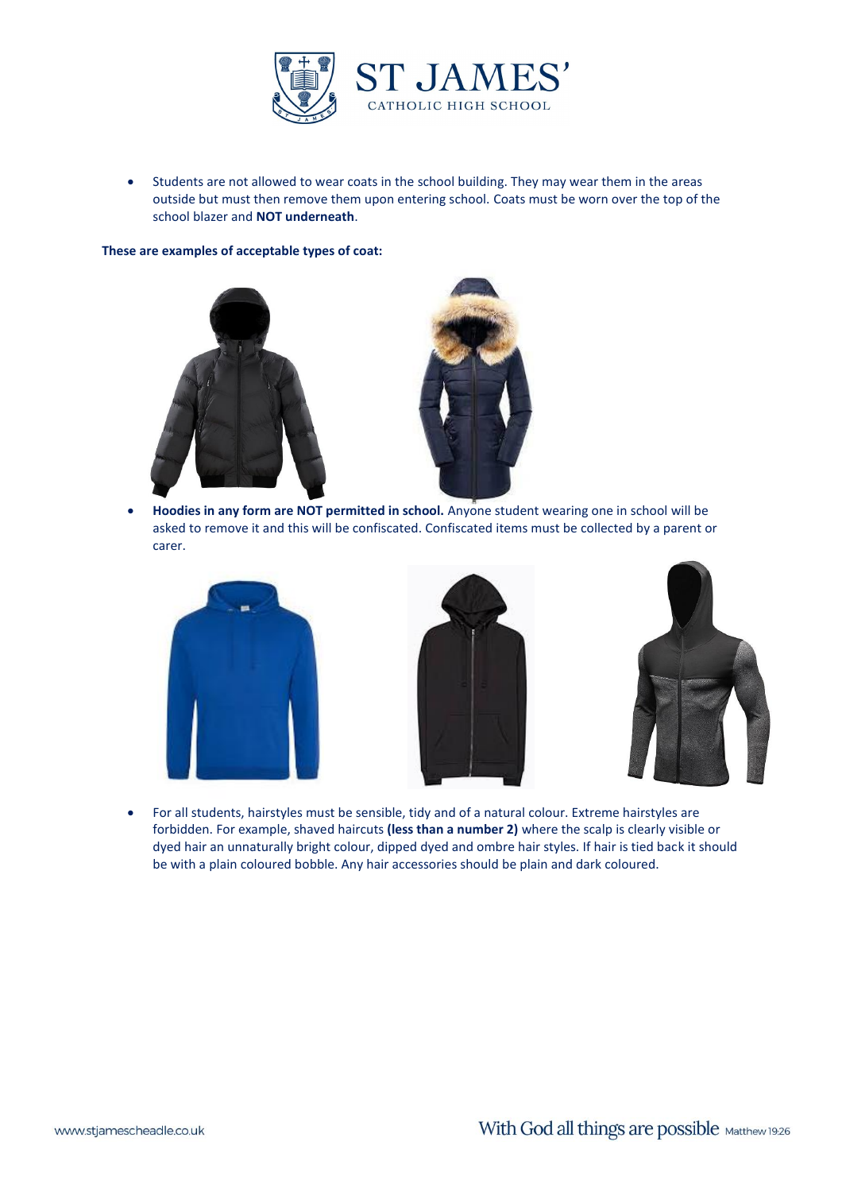- Students are not allowed to wear coats in the school building. They may wear them in the areas outside but must then remove them upon entering school. Coats must be worn over the top of the school blazer and **NOT underneath**.

**These are examples of acceptable types of coat:**

- **Hoodies in any form are NOT permitted in school.** Anyone student wearing one in school will be asked to remove it and this will be confiscated. Confiscated items must be collected by a parent or carer.

- For all students, hairstyles must be sensible, tidy and of a natural colour. Extreme hairstyles are forbidden. For example, shaved haircuts **(less than a number 2)** where the scalp is clearly visible or dyed hair an unnaturally bright colour, dipped dyed and ombre hair styles. If hair is tied back it should be with a plain coloured bobble. Any hair accessories should be plain and dark coloured.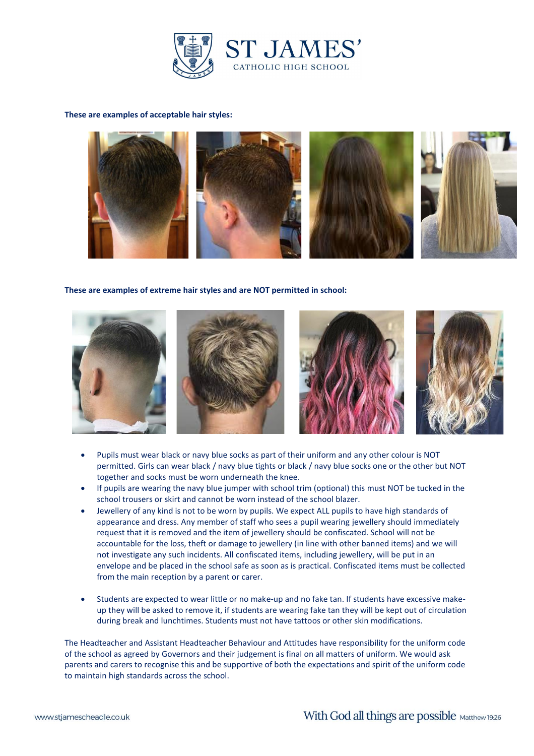**These are examples of acceptable hair styles:**

**These are examples of extreme hair styles and are NOT permitted in school:**

- Pupils must wear black or navy blue socks as part of their uniform and any other colour is NOT permitted. Girls can wear black / navy blue tights or black / navy blue socks one or the other but NOT together and socks must be worn underneath the knee.
- If pupils are wearing the navy blue jumper with school trim (optional) this must NOT be tucked in the school trousers or skirt and cannot be worn instead of the school blazer.
- Jewellery of any kind is not to be worn by pupils. We expect ALL pupils to have high standards of appearance and dress. Any member of staff who sees a pupil wearing jewellery should immediately request that it is removed and the item of jewellery should be confiscated. School will not be accountable for the loss, theft or damage to jewellery (in line with other banned items) and we will not investigate any such incidents. All confiscated items, including jewellery, will be put in an envelope and be placed in the school safe as soon as is practical. Confiscated items must be collected from the main reception by a parent or carer.

- Students are expected to wear little or no make-up and no fake tan. If students have excessive make-up they will be asked to remove it, if students are wearing fake tan they will be kept out of circulation during break and lunchtimes. Students must not have tattoos or other skin modifications.

The Headteacher and Assistant Headteacher Behaviour and Attitudes have responsibility for the uniform code of the school as agreed by Governors and their judgement is final on all matters of uniform. We would ask parents and carers to recognise this and be supportive of both the expectations and spirit of the uniform code to maintain high standards across the school.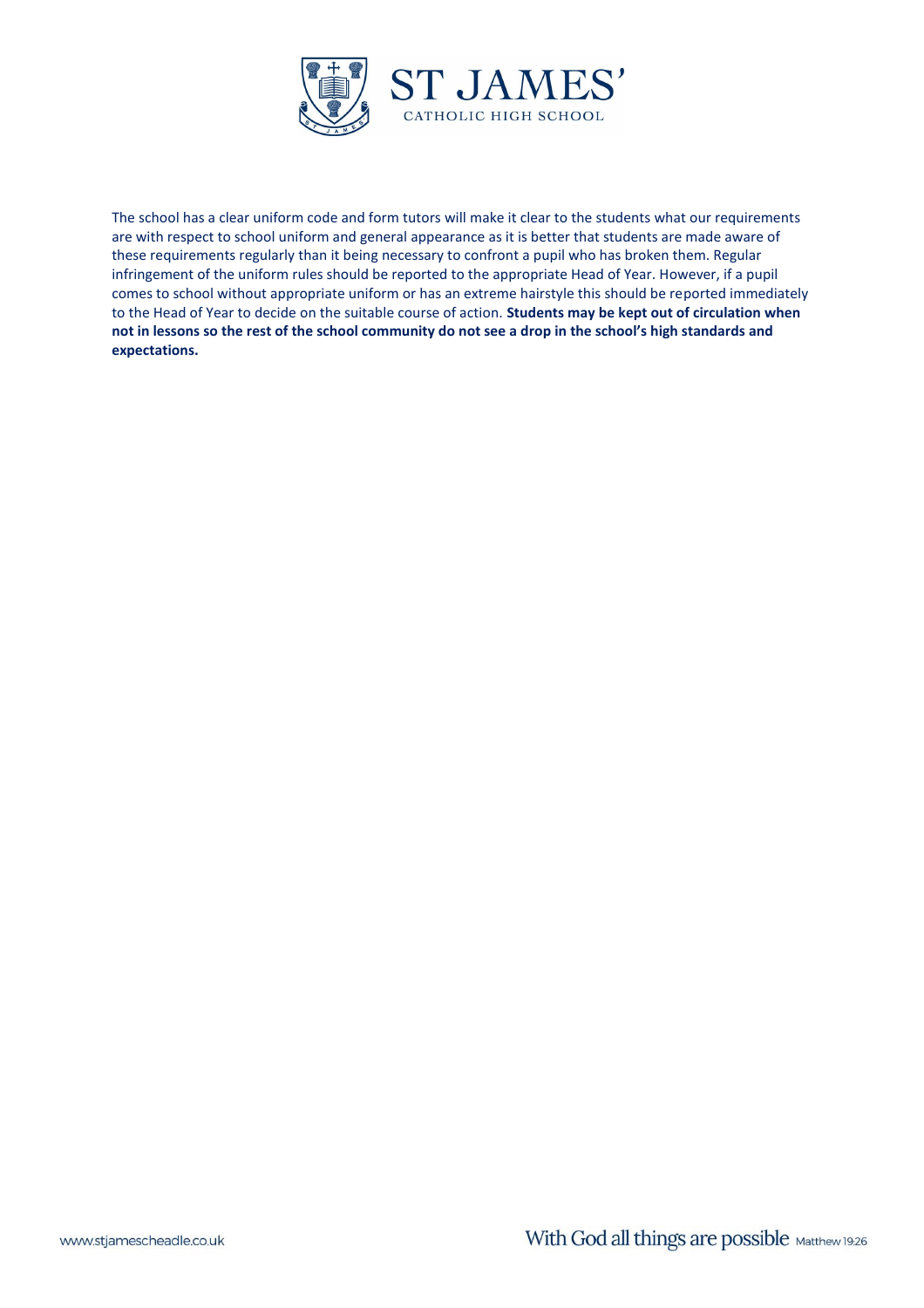The school has a clear uniform code and form tutors will make it clear to the students what our requirements are with respect to school uniform and general appearance as it is better that students are made aware of these requirements regularly than it being necessary to confront a pupil who has broken them. Regular infringement of the uniform rules should be reported to the appropriate Head of Year. However, if a pupil comes to school without appropriate uniform or has an extreme hairstyle this should be reported immediately to the Head of Year to decide on the suitable course of action. **Students may be kept out of circulation when not in lessons so the rest of the school community do not see a drop in the school's high standards and expectations.**